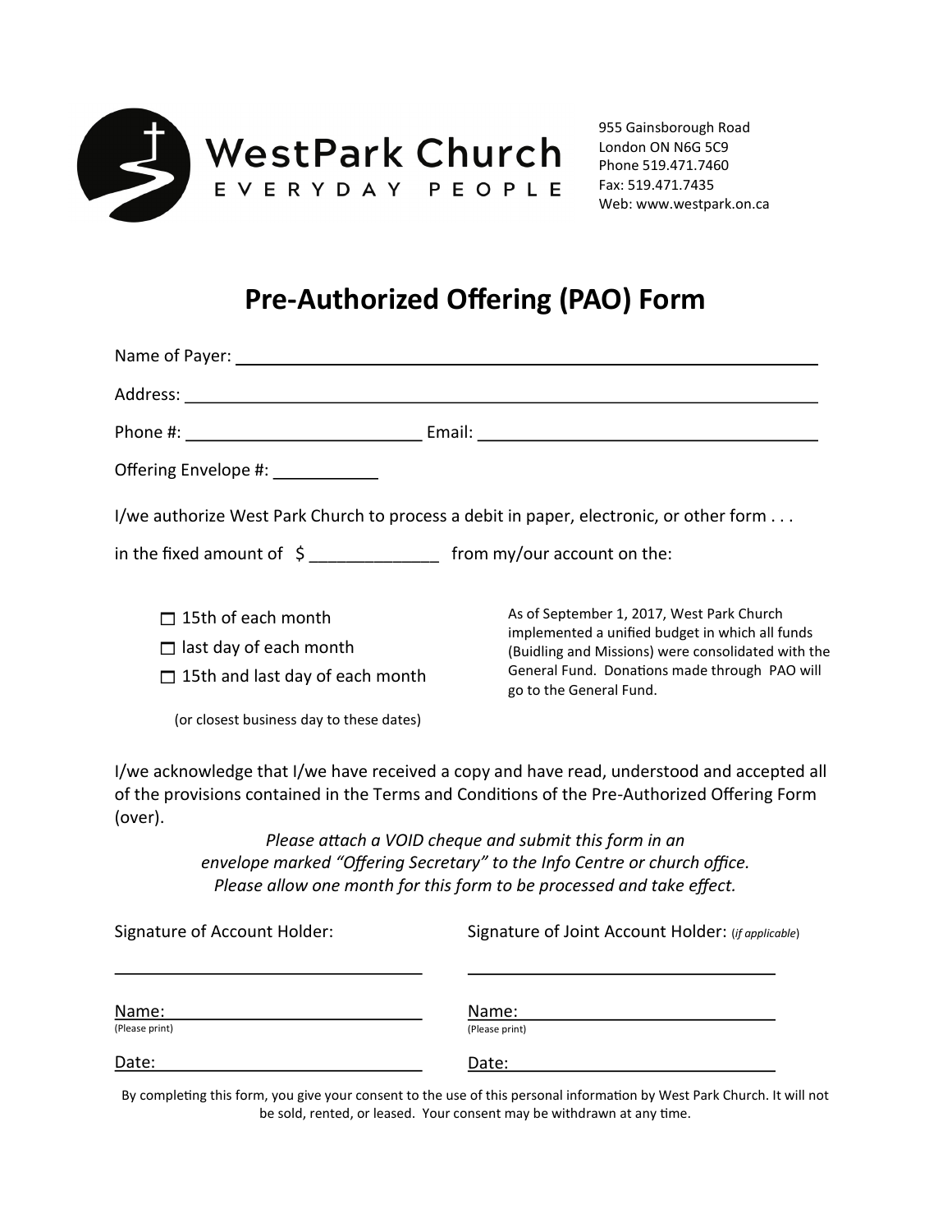WestPark Church
EVERYDAY PEOPLE

955 Gainsborough Road
London ON N6G 5C9
Phone 519.471.7460
Fax: 519.471.7435
Web: www.westpark.on.ca

# Pre-Authorized Offering (PAO) Form

Name of Payer: ______________________________________________

Address: ______________________________________________

Phone #: _________________________ Email: ___________________________________

Offering Envelope #: ___________

I/we authorize West Park Church to process a debit in paper, electronic, or other form . . .

in the fixed amount of $ _____________ from my/our account on the:

- ☐ 15th of each month
- ☐ last day of each month
- ☐ 15th and last day of each month

(or closest business day to these dates)

As of September 1, 2017, West Park Church implemented a unified budget in which all funds (Buidling and Missions) were consolidated with the General Fund. Donations made through PAO will go to the General Fund.

I/we acknowledge that I/we have received a copy and have read, understood and accepted all of the provisions contained in the Terms and Conditions of the Pre-Authorized Offering Form (over).

*Please attach a VOID cheque and submit this form in an envelope marked "Offering Secretary" to the Info Centre or church office. Please allow one month for this form to be processed and take effect.*

Signature of Account Holder: ______________________________

Name: ______________________________
(Please print)

Date: ______________________________

Signature of Joint Account Holder: (*if applicable*) ______________________________

Name: ______________________________
(Please print)

Date: ______________________________

By completing this form, you give your consent to the use of this personal information by West Park Church. It will not be sold, rented, or leased. Your consent may be withdrawn at any time.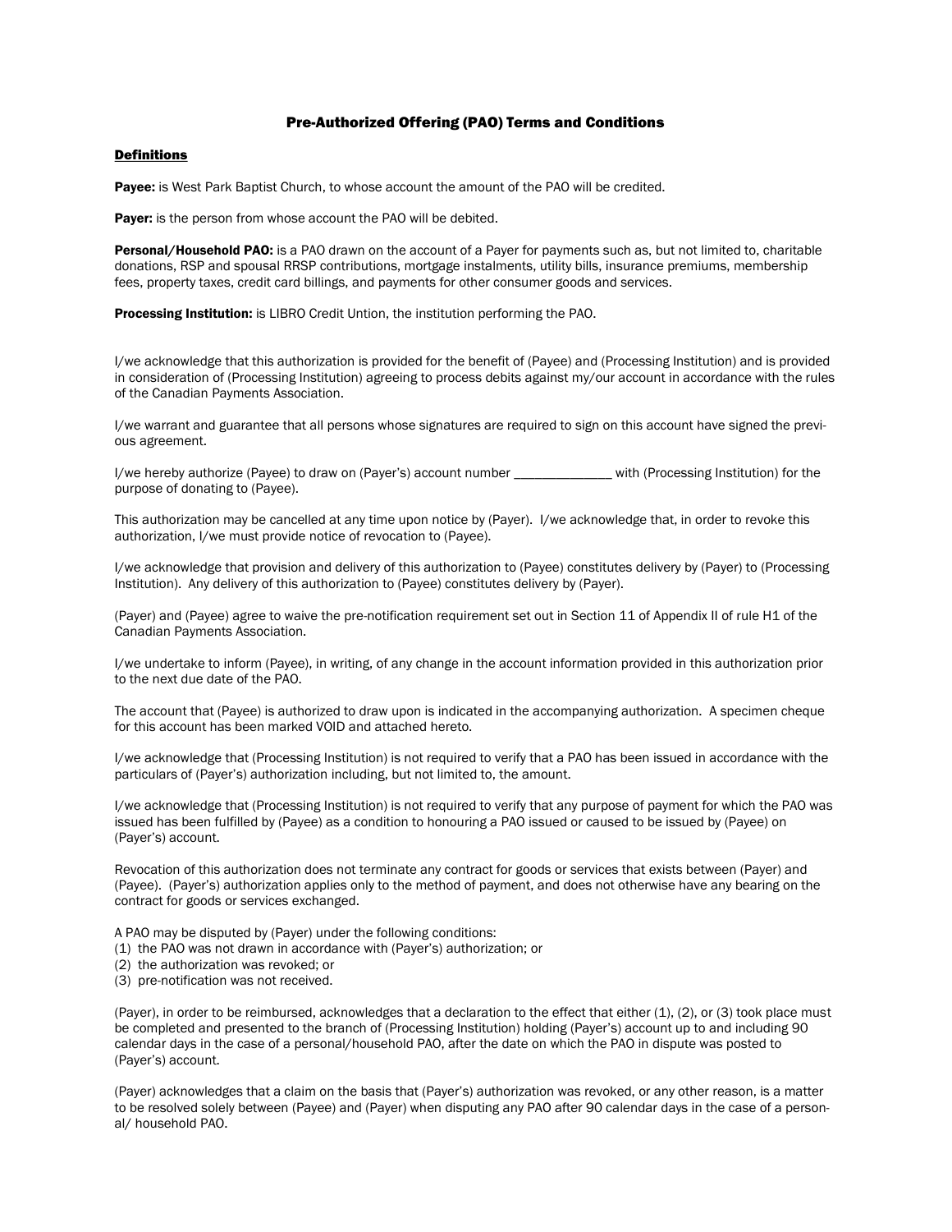## Pre-Authorized Offering (PAO) Terms and Conditions

### Definitions

**Payee:** is West Park Baptist Church, to whose account the amount of the PAO will be credited.

**Payer:** is the person from whose account the PAO will be debited.

**Personal/Household PAO:** is a PAO drawn on the account of a Payer for payments such as, but not limited to, charitable donations, RSP and spousal RRSP contributions, mortgage instalments, utility bills, insurance premiums, membership fees, property taxes, credit card billings, and payments for other consumer goods and services.

**Processing Institution:** is LIBRO Credit Untion, the institution performing the PAO.

I/we acknowledge that this authorization is provided for the benefit of (Payee) and (Processing Institution) and is provided in consideration of (Processing Institution) agreeing to process debits against my/our account in accordance with the rules of the Canadian Payments Association.

I/we warrant and guarantee that all persons whose signatures are required to sign on this account have signed the previous agreement.

I/we hereby authorize (Payee) to draw on (Payer's) account number ______________ with (Processing Institution) for the purpose of donating to (Payee).

This authorization may be cancelled at any time upon notice by (Payer). I/we acknowledge that, in order to revoke this authorization, I/we must provide notice of revocation to (Payee).

I/we acknowledge that provision and delivery of this authorization to (Payee) constitutes delivery by (Payer) to (Processing Institution). Any delivery of this authorization to (Payee) constitutes delivery by (Payer).

(Payer) and (Payee) agree to waive the pre-notification requirement set out in Section 11 of Appendix II of rule H1 of the Canadian Payments Association.

I/we undertake to inform (Payee), in writing, of any change in the account information provided in this authorization prior to the next due date of the PAO.

The account that (Payee) is authorized to draw upon is indicated in the accompanying authorization. A specimen cheque for this account has been marked VOID and attached hereto.

I/we acknowledge that (Processing Institution) is not required to verify that a PAO has been issued in accordance with the particulars of (Payer's) authorization including, but not limited to, the amount.

I/we acknowledge that (Processing Institution) is not required to verify that any purpose of payment for which the PAO was issued has been fulfilled by (Payee) as a condition to honouring a PAO issued or caused to be issued by (Payee) on (Payer's) account.

Revocation of this authorization does not terminate any contract for goods or services that exists between (Payer) and (Payee). (Payer's) authorization applies only to the method of payment, and does not otherwise have any bearing on the contract for goods or services exchanged.

A PAO may be disputed by (Payer) under the following conditions:
(1) the PAO was not drawn in accordance with (Payer's) authorization; or
(2) the authorization was revoked; or
(3) pre-notification was not received.

(Payer), in order to be reimbursed, acknowledges that a declaration to the effect that either (1), (2), or (3) took place must be completed and presented to the branch of (Processing Institution) holding (Payer's) account up to and including 90 calendar days in the case of a personal/household PAO, after the date on which the PAO in dispute was posted to (Payer's) account.

(Payer) acknowledges that a claim on the basis that (Payer's) authorization was revoked, or any other reason, is a matter to be resolved solely between (Payee) and (Payer) when disputing any PAO after 90 calendar days in the case of a personal/ household PAO.